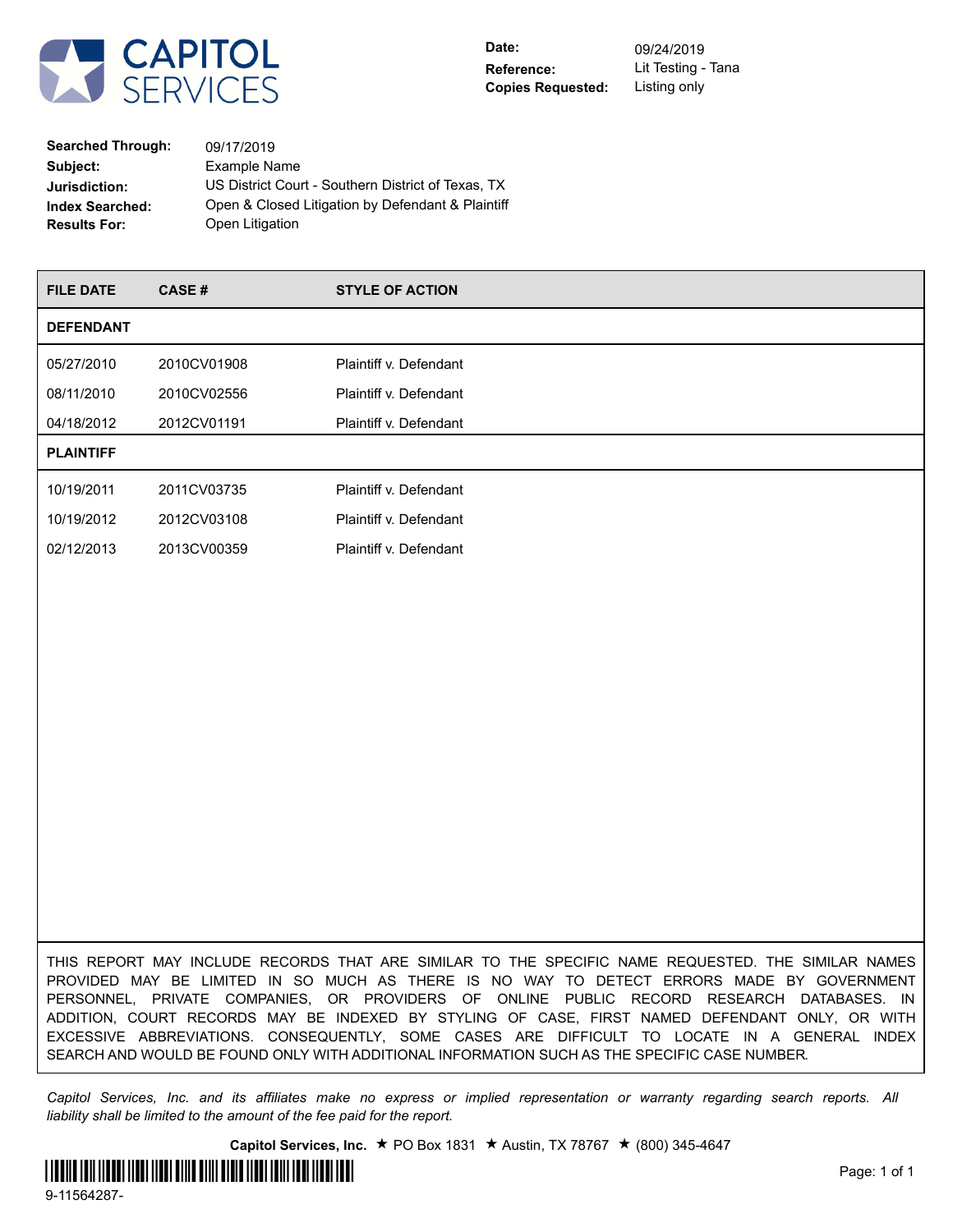# CAPITOL SERVICES

**Date:** 09/24/2019
**Reference:** Lit Testing - Tana
**Copies Requested:** Listing only

**Searched Through:** 09/17/2019
**Subject:** Example Name
**Jurisdiction:** US District Court - Southern District of Texas, TX
**Index Searched:** Open & Closed Litigation by Defendant & Plaintiff
**Results For:** Open Litigation

| FILE DATE | CASE # | STYLE OF ACTION |
| --- | --- | --- |
| **DEFENDANT** | | |
| 05/27/2010 | 2010CV01908 | Plaintiff v. Defendant |
| 08/11/2010 | 2010CV02556 | Plaintiff v. Defendant |
| 04/18/2012 | 2012CV01191 | Plaintiff v. Defendant |
| **PLAINTIFF** | | |
| 10/19/2011 | 2011CV03735 | Plaintiff v. Defendant |
| 10/19/2012 | 2012CV03108 | Plaintiff v. Defendant |
| 02/12/2013 | 2013CV00359 | Plaintiff v. Defendant |

THIS REPORT MAY INCLUDE RECORDS THAT ARE SIMILAR TO THE SPECIFIC NAME REQUESTED. THE SIMILAR NAMES PROVIDED MAY BE LIMITED IN SO MUCH AS THERE IS NO WAY TO DETECT ERRORS MADE BY GOVERNMENT PERSONNEL, PRIVATE COMPANIES, OR PROVIDERS OF ONLINE PUBLIC RECORD RESEARCH DATABASES. IN ADDITION, COURT RECORDS MAY BE INDEXED BY STYLING OF CASE, FIRST NAMED DEFENDANT ONLY, OR WITH EXCESSIVE ABBREVIATIONS. CONSEQUENTLY, SOME CASES ARE DIFFICULT TO LOCATE IN A GENERAL INDEX SEARCH AND WOULD BE FOUND ONLY WITH ADDITIONAL INFORMATION SUCH AS THE SPECIFIC CASE NUMBER.

*Capitol Services, Inc. and its affiliates make no express or implied representation or warranty regarding search reports. All liability shall be limited to the amount of the fee paid for the report.*

**Capitol Services, Inc.** ★ PO Box 1831 ★ Austin, TX 78767 ★ (800) 345-4647

9-11564287-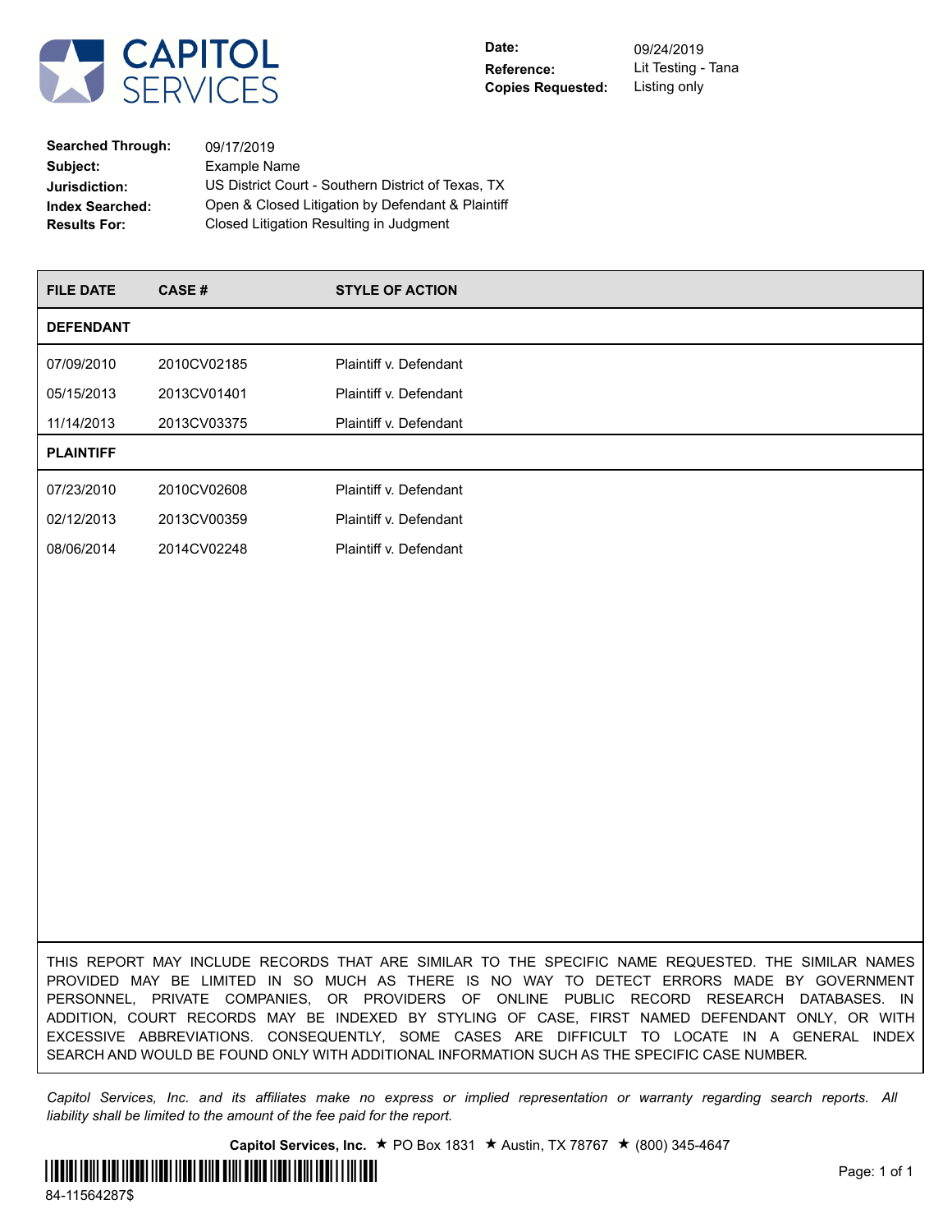**CAPITOL SERVICES**

| | |
|---|---|
| **Date:** | 09/24/2019 |
| **Reference:** | Lit Testing - Tana |
| **Copies Requested:** | Listing only |

| | |
|---|---|
| **Searched Through:** | 09/17/2019 |
| **Subject:** | Example Name |
| **Jurisdiction:** | US District Court - Southern District of Texas, TX |
| **Index Searched:** | Open & Closed Litigation by Defendant & Plaintiff |
| **Results For:** | Closed Litigation Resulting in Judgment |

| FILE DATE | CASE # | STYLE OF ACTION |
|---|---|---|
| **DEFENDANT** | | |
| 07/09/2010 | 2010CV02185 | Plaintiff v. Defendant |
| 05/15/2013 | 2013CV01401 | Plaintiff v. Defendant |
| 11/14/2013 | 2013CV03375 | Plaintiff v. Defendant |
| **PLAINTIFF** | | |
| 07/23/2010 | 2010CV02608 | Plaintiff v. Defendant |
| 02/12/2013 | 2013CV00359 | Plaintiff v. Defendant |
| 08/06/2014 | 2014CV02248 | Plaintiff v. Defendant |

THIS REPORT MAY INCLUDE RECORDS THAT ARE SIMILAR TO THE SPECIFIC NAME REQUESTED. THE SIMILAR NAMES PROVIDED MAY BE LIMITED IN SO MUCH AS THERE IS NO WAY TO DETECT ERRORS MADE BY GOVERNMENT PERSONNEL, PRIVATE COMPANIES, OR PROVIDERS OF ONLINE PUBLIC RECORD RESEARCH DATABASES. IN ADDITION, COURT RECORDS MAY BE INDEXED BY STYLING OF CASE, FIRST NAMED DEFENDANT ONLY, OR WITH EXCESSIVE ABBREVIATIONS. CONSEQUENTLY, SOME CASES ARE DIFFICULT TO LOCATE IN A GENERAL INDEX SEARCH AND WOULD BE FOUND ONLY WITH ADDITIONAL INFORMATION SUCH AS THE SPECIFIC CASE NUMBER.

*Capitol Services, Inc. and its affiliates make no express or implied representation or warranty regarding search reports. All liability shall be limited to the amount of the fee paid for the report.*

**Capitol Services, Inc.** ★ PO Box 1831 ★ Austin, TX 78767 ★ (800) 345-4647

84-11564287$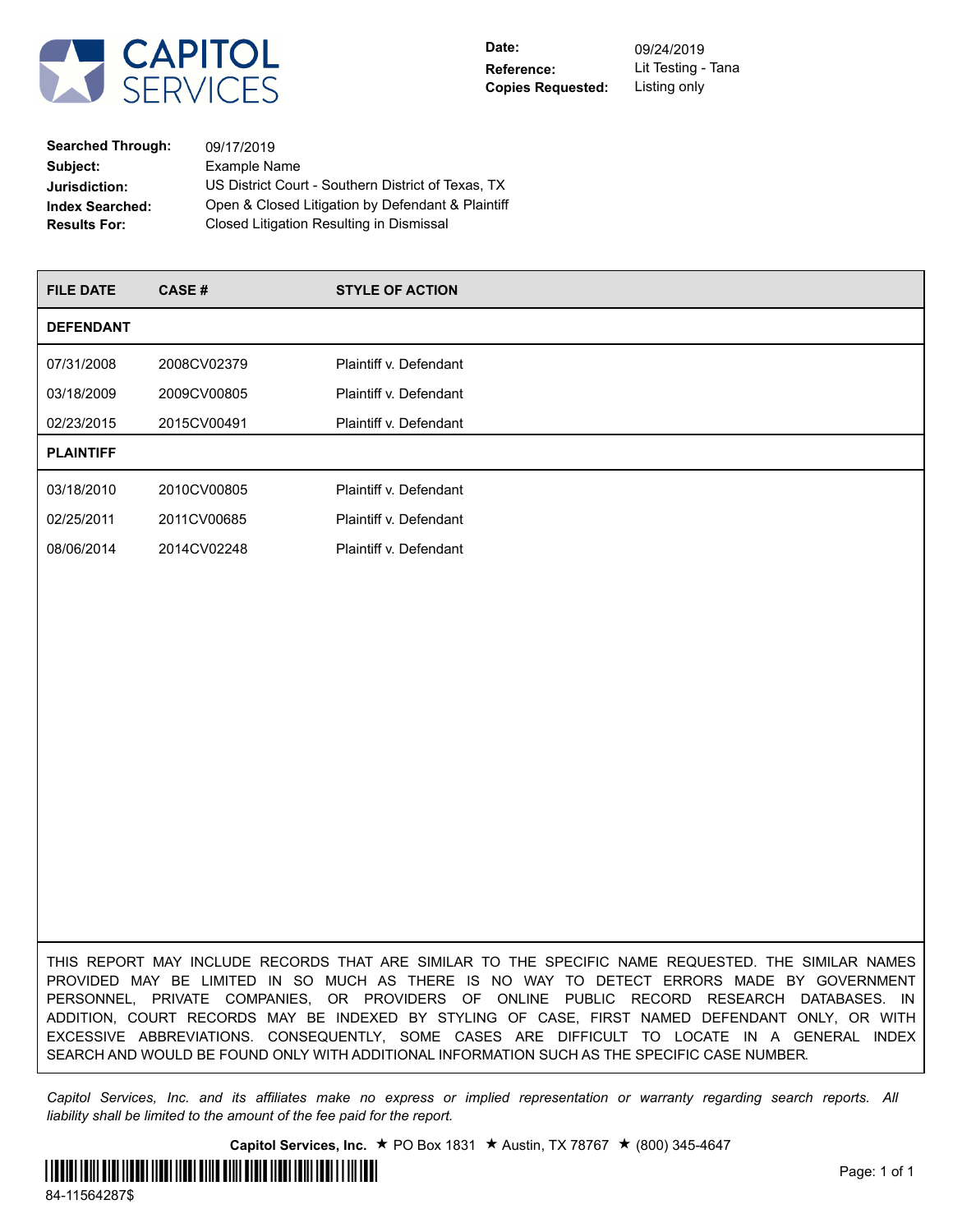# CAPITOL SERVICES

**Date:** 09/24/2019
**Reference:** Lit Testing - Tana
**Copies Requested:** Listing only

**Searched Through:** 09/17/2019
**Subject:** Example Name
**Jurisdiction:** US District Court - Southern District of Texas, TX
**Index Searched:** Open & Closed Litigation by Defendant & Plaintiff
**Results For:** Closed Litigation Resulting in Dismissal

| FILE DATE | CASE # | STYLE OF ACTION |
|---|---|---|
| **DEFENDANT** | | |
| 07/31/2008 | 2008CV02379 | Plaintiff v. Defendant |
| 03/18/2009 | 2009CV00805 | Plaintiff v. Defendant |
| 02/23/2015 | 2015CV00491 | Plaintiff v. Defendant |
| **PLAINTIFF** | | |
| 03/18/2010 | 2010CV00805 | Plaintiff v. Defendant |
| 02/25/2011 | 2011CV00685 | Plaintiff v. Defendant |
| 08/06/2014 | 2014CV02248 | Plaintiff v. Defendant |

THIS REPORT MAY INCLUDE RECORDS THAT ARE SIMILAR TO THE SPECIFIC NAME REQUESTED. THE SIMILAR NAMES PROVIDED MAY BE LIMITED IN SO MUCH AS THERE IS NO WAY TO DETECT ERRORS MADE BY GOVERNMENT PERSONNEL, PRIVATE COMPANIES, OR PROVIDERS OF ONLINE PUBLIC RECORD RESEARCH DATABASES. IN ADDITION, COURT RECORDS MAY BE INDEXED BY STYLING OF CASE, FIRST NAMED DEFENDANT ONLY, OR WITH EXCESSIVE ABBREVIATIONS. CONSEQUENTLY, SOME CASES ARE DIFFICULT TO LOCATE IN A GENERAL INDEX SEARCH AND WOULD BE FOUND ONLY WITH ADDITIONAL INFORMATION SUCH AS THE SPECIFIC CASE NUMBER.

*Capitol Services, Inc. and its affiliates make no express or implied representation or warranty regarding search reports. All liability shall be limited to the amount of the fee paid for the report.*

**Capitol Services, Inc.** ★ PO Box 1831 ★ Austin, TX 78767 ★ (800) 345-4647

84-11564287$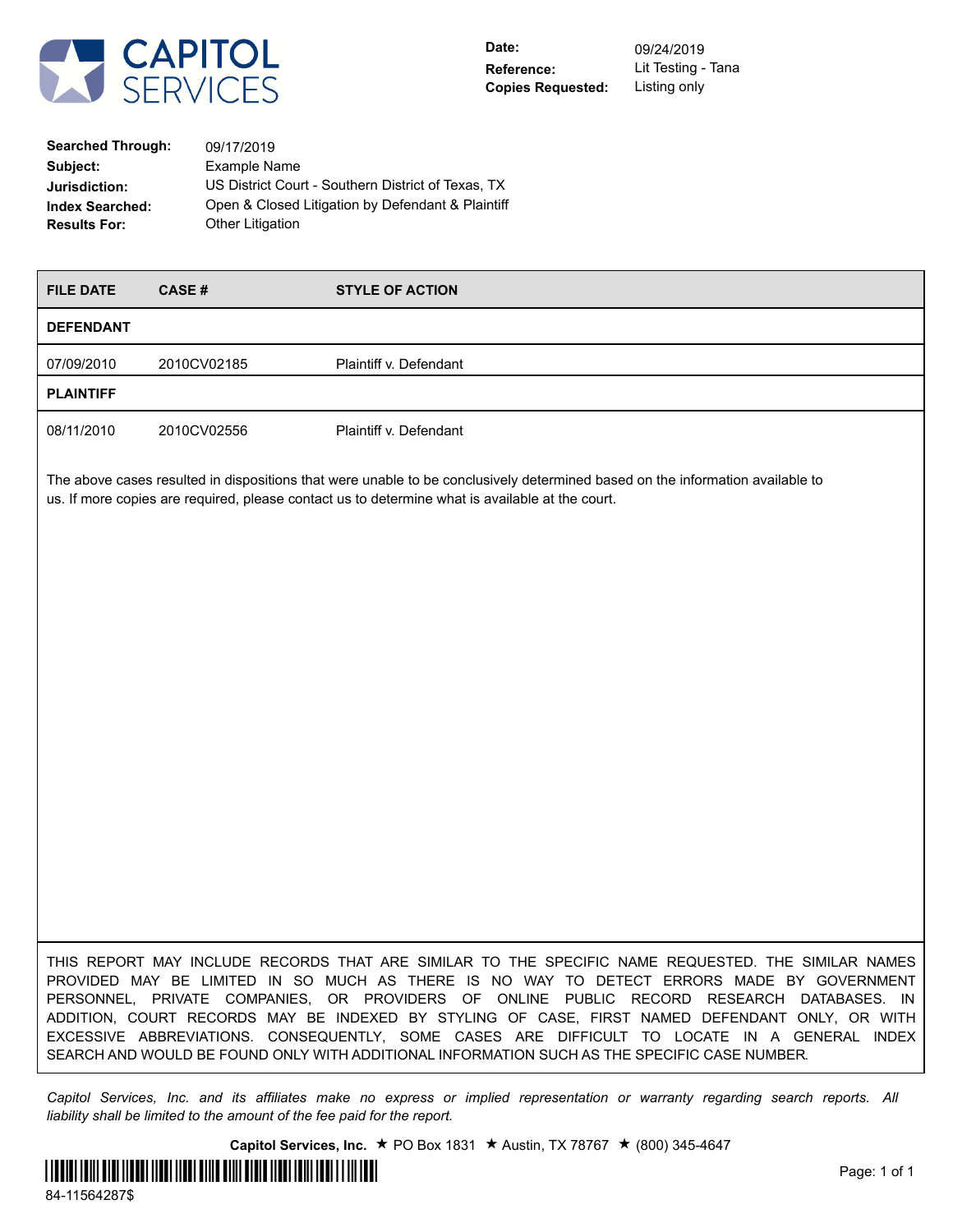# CAPITOL SERVICES

**Date:** 09/24/2019
**Reference:** Lit Testing - Tana
**Copies Requested:** Listing only

**Searched Through:** 09/17/2019
**Subject:** Example Name
**Jurisdiction:** US District Court - Southern District of Texas, TX
**Index Searched:** Open & Closed Litigation by Defendant & Plaintiff
**Results For:** Other Litigation

| FILE DATE | CASE # | STYLE OF ACTION |
|---|---|---|
| **DEFENDANT** | | |
| 07/09/2010 | 2010CV02185 | Plaintiff v. Defendant |
| **PLAINTIFF** | | |
| 08/11/2010 | 2010CV02556 | Plaintiff v. Defendant |

The above cases resulted in dispositions that were unable to be conclusively determined based on the information available to us. If more copies are required, please contact us to determine what is available at the court.

THIS REPORT MAY INCLUDE RECORDS THAT ARE SIMILAR TO THE SPECIFIC NAME REQUESTED. THE SIMILAR NAMES PROVIDED MAY BE LIMITED IN SO MUCH AS THERE IS NO WAY TO DETECT ERRORS MADE BY GOVERNMENT PERSONNEL, PRIVATE COMPANIES, OR PROVIDERS OF ONLINE PUBLIC RECORD RESEARCH DATABASES. IN ADDITION, COURT RECORDS MAY BE INDEXED BY STYLING OF CASE, FIRST NAMED DEFENDANT ONLY, OR WITH EXCESSIVE ABBREVIATIONS. CONSEQUENTLY, SOME CASES ARE DIFFICULT TO LOCATE IN A GENERAL INDEX SEARCH AND WOULD BE FOUND ONLY WITH ADDITIONAL INFORMATION SUCH AS THE SPECIFIC CASE NUMBER.

*Capitol Services, Inc. and its affiliates make no express or implied representation or warranty regarding search reports. All liability shall be limited to the amount of the fee paid for the report.*

**Capitol Services, Inc.** ★ PO Box 1831 ★ Austin, TX 78767 ★ (800) 345-4647

84-11564287$